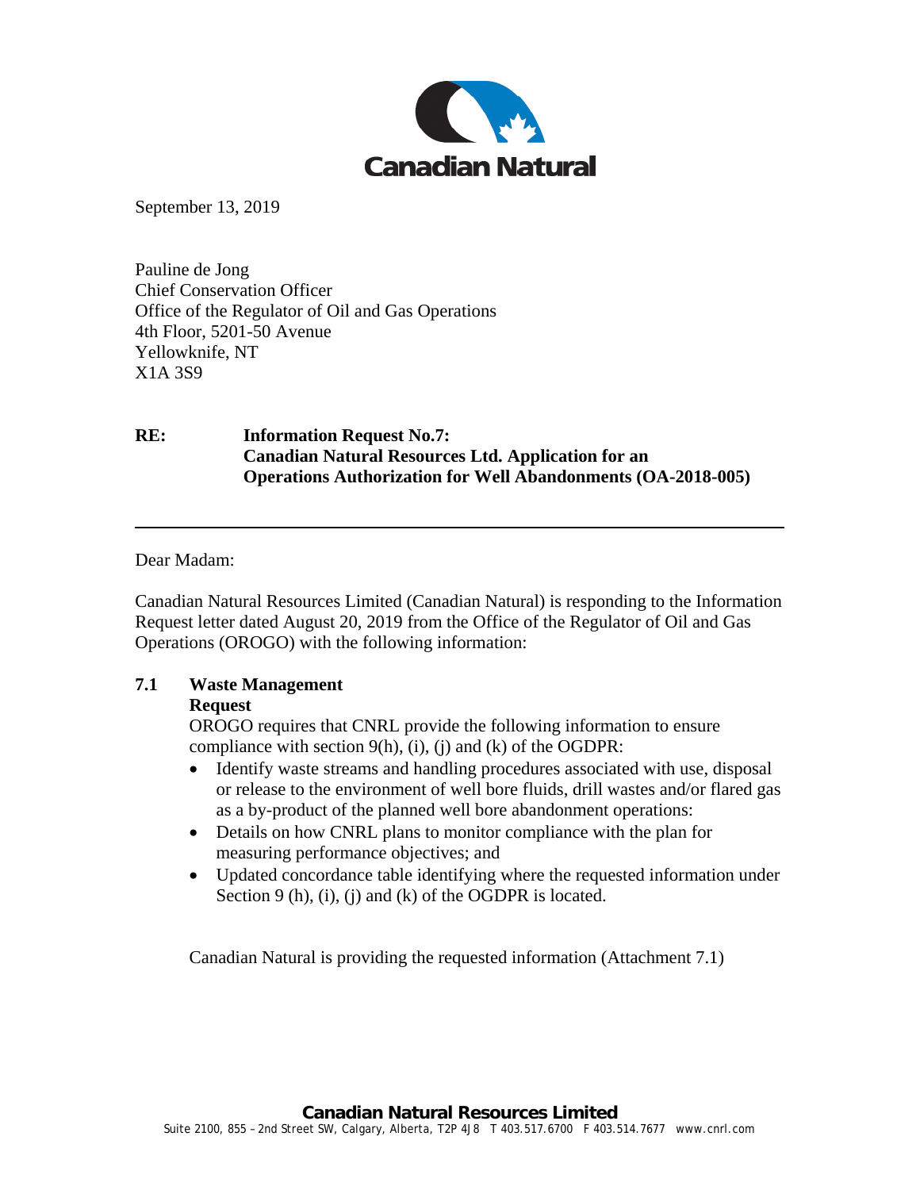Canadian Natural

September 13, 2019

Pauline de Jong
Chief Conservation Officer
Office of the Regulator of Oil and Gas Operations
4th Floor, 5201-50 Avenue
Yellowknife, NT
X1A 3S9

**RE: Information Request No.7:**
**Canadian Natural Resources Ltd. Application for an Operations Authorization for Well Abandonments (OA-2018-005)**

---

Dear Madam:

Canadian Natural Resources Limited (Canadian Natural) is responding to the Information Request letter dated August 20, 2019 from the Office of the Regulator of Oil and Gas Operations (OROGO) with the following information:

## 7.1 Waste Management

**Request**

OROGO requires that CNRL provide the following information to ensure compliance with section 9(h), (i), (j) and (k) of the OGDPR:

- Identify waste streams and handling procedures associated with use, disposal or release to the environment of well bore fluids, drill wastes and/or flared gas as a by-product of the planned well bore abandonment operations:
- Details on how CNRL plans to monitor compliance with the plan for measuring performance objectives; and
- Updated concordance table identifying where the requested information under Section 9 (h), (i), (j) and (k) of the OGDPR is located.

Canadian Natural is providing the requested information (Attachment 7.1)

**Canadian Natural Resources Limited**
Suite 2100, 855 – 2nd Street SW, Calgary, Alberta, T2P 4J8 T 403.517.6700 F 403.514.7677 www.cnrl.com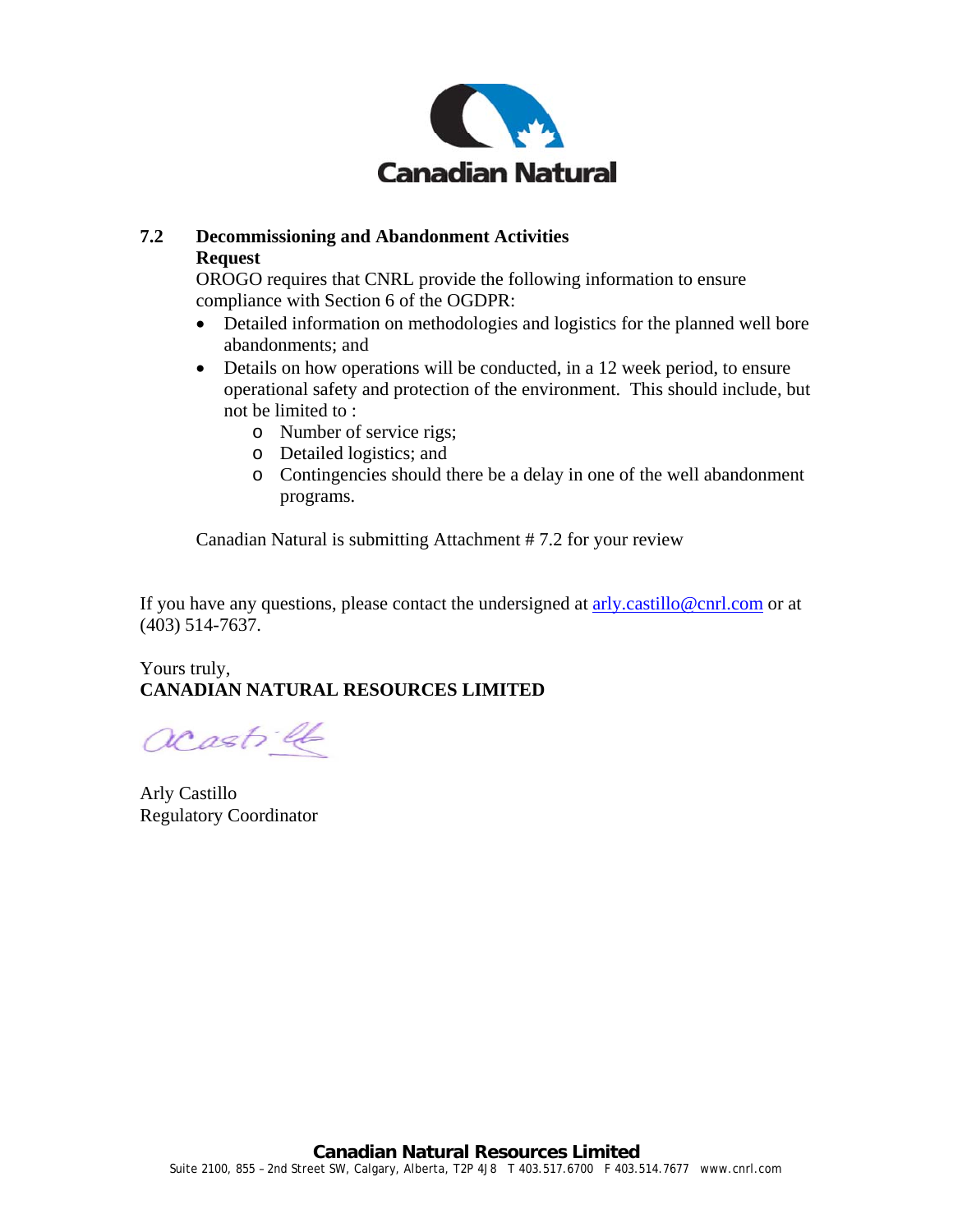**7.2 Decommissioning and Abandonment Activities**

**Request**

OROGO requires that CNRL provide the following information to ensure compliance with Section 6 of the OGDPR:

- Detailed information on methodologies and logistics for the planned well bore abandonments; and
- Details on how operations will be conducted, in a 12 week period, to ensure operational safety and protection of the environment. This should include, but not be limited to :
  - Number of service rigs;
  - Detailed logistics; and
  - Contingencies should there be a delay in one of the well abandonment programs.

Canadian Natural is submitting Attachment # 7.2 for your review

If you have any questions, please contact the undersigned at arly.castillo@cnrl.com or at (403) 514-7637.

Yours truly,
**CANADIAN NATURAL RESOURCES LIMITED**

Arly Castillo
Regulatory Coordinator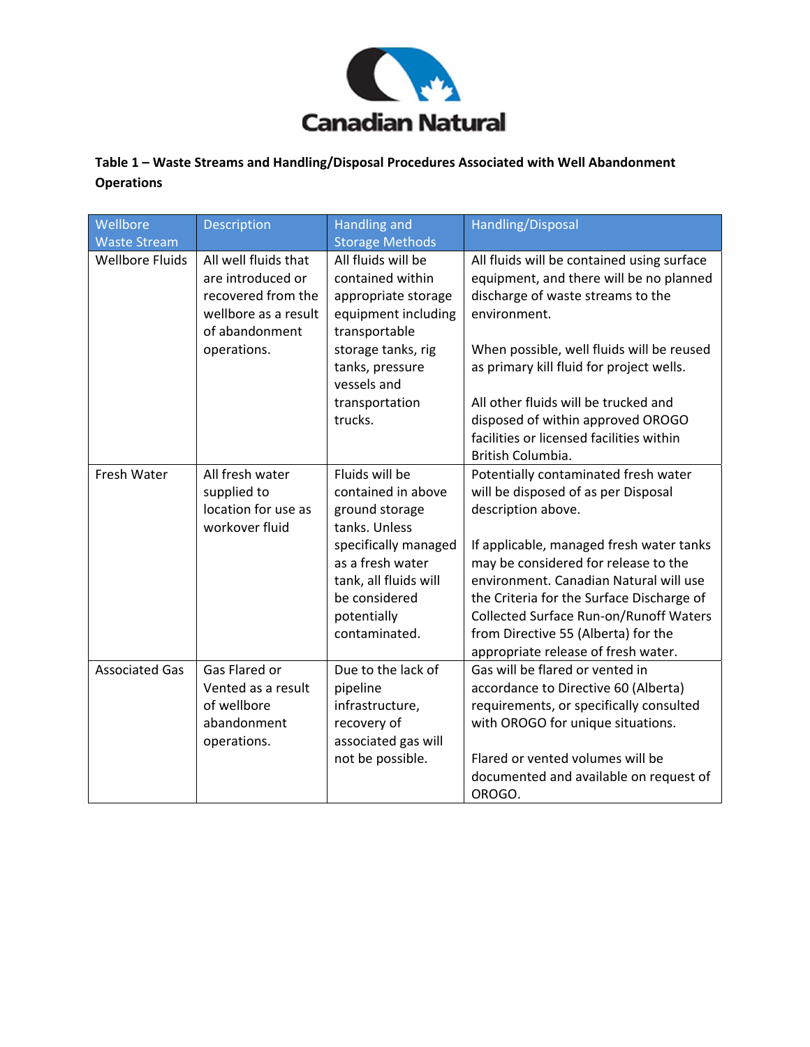**Table 1 – Waste Streams and Handling/Disposal Procedures Associated with Well Abandonment Operations**

| Wellbore Waste Stream | Description | Handling and Storage Methods | Handling/Disposal |
|---|---|---|---|
| Wellbore Fluids | All well fluids that are introduced or recovered from the wellbore as a result of abandonment operations. | All fluids will be contained within appropriate storage equipment including transportable storage tanks, rig tanks, pressure vessels and transportation trucks. | All fluids will be contained using surface equipment, and there will be no planned discharge of waste streams to the environment.<br><br>When possible, well fluids will be reused as primary kill fluid for project wells.<br><br>All other fluids will be trucked and disposed of within approved OROGO facilities or licensed facilities within British Columbia. |
| Fresh Water | All fresh water supplied to location for use as workover fluid | Fluids will be contained in above ground storage tanks. Unless specifically managed as a fresh water tank, all fluids will be considered potentially contaminated. | Potentially contaminated fresh water will be disposed of as per Disposal description above.<br><br>If applicable, managed fresh water tanks may be considered for release to the environment. Canadian Natural will use the Criteria for the Surface Discharge of Collected Surface Run-on/Runoff Waters from Directive 55 (Alberta) for the appropriate release of fresh water. |
| Associated Gas | Gas Flared or Vented as a result of wellbore abandonment operations. | Due to the lack of pipeline infrastructure, recovery of associated gas will not be possible. | Gas will be flared or vented in accordance to Directive 60 (Alberta) requirements, or specifically consulted with OROGO for unique situations.<br><br>Flared or vented volumes will be documented and available on request of OROGO. |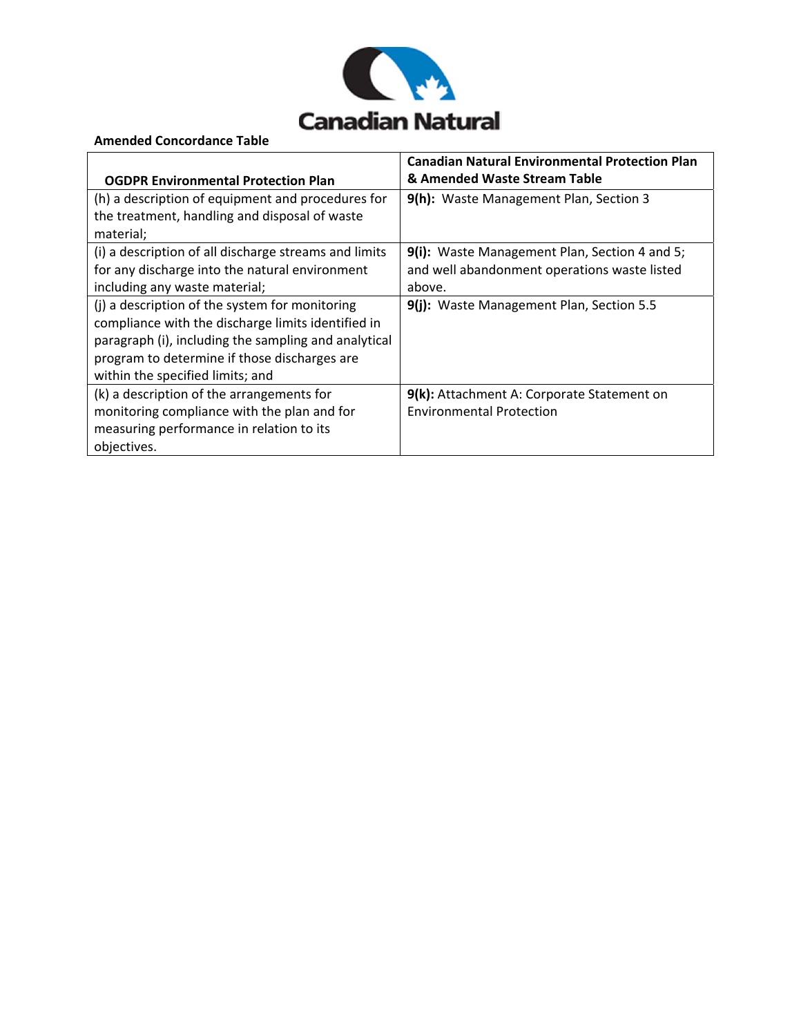Canadian Natural

**Amended Concordance Table**

| OGDPR Environmental Protection Plan | Canadian Natural Environmental Protection Plan & Amended Waste Stream Table |
|---|---|
| (h) a description of equipment and procedures for the treatment, handling and disposal of waste material; | **9(h):** Waste Management Plan, Section 3 |
| (i) a description of all discharge streams and limits for any discharge into the natural environment including any waste material; | **9(i):** Waste Management Plan, Section 4 and 5; and well abandonment operations waste listed above. |
| (j) a description of the system for monitoring compliance with the discharge limits identified in paragraph (i), including the sampling and analytical program to determine if those discharges are within the specified limits; and | **9(j):** Waste Management Plan, Section 5.5 |
| (k) a description of the arrangements for monitoring compliance with the plan and for measuring performance in relation to its objectives. | **9(k):** Attachment A: Corporate Statement on Environmental Protection |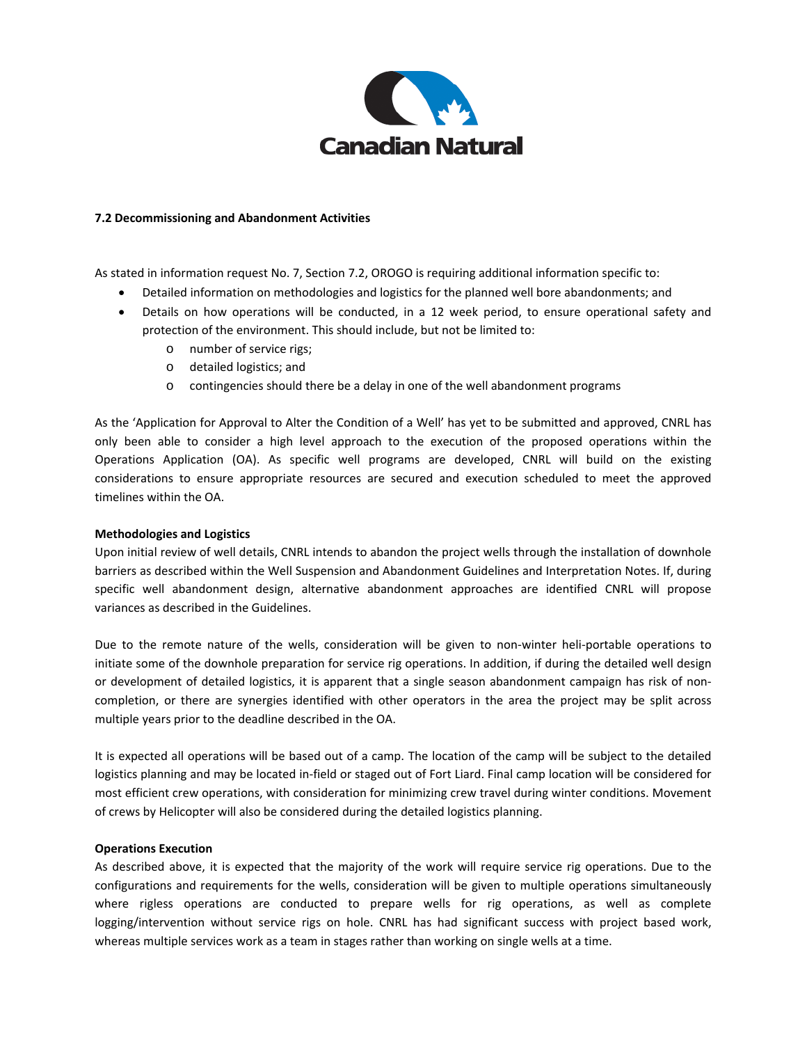**7.2 Decommissioning and Abandonment Activities**

As stated in information request No. 7, Section 7.2, OROGO is requiring additional information specific to:

- Detailed information on methodologies and logistics for the planned well bore abandonments; and
- Details on how operations will be conducted, in a 12 week period, to ensure operational safety and protection of the environment. This should include, but not be limited to:
  - number of service rigs;
  - detailed logistics; and
  - contingencies should there be a delay in one of the well abandonment programs

As the 'Application for Approval to Alter the Condition of a Well' has yet to be submitted and approved, CNRL has only been able to consider a high level approach to the execution of the proposed operations within the Operations Application (OA). As specific well programs are developed, CNRL will build on the existing considerations to ensure appropriate resources are secured and execution scheduled to meet the approved timelines within the OA.

**Methodologies and Logistics**

Upon initial review of well details, CNRL intends to abandon the project wells through the installation of downhole barriers as described within the Well Suspension and Abandonment Guidelines and Interpretation Notes. If, during specific well abandonment design, alternative abandonment approaches are identified CNRL will propose variances as described in the Guidelines.

Due to the remote nature of the wells, consideration will be given to non-winter heli-portable operations to initiate some of the downhole preparation for service rig operations. In addition, if during the detailed well design or development of detailed logistics, it is apparent that a single season abandonment campaign has risk of non-completion, or there are synergies identified with other operators in the area the project may be split across multiple years prior to the deadline described in the OA.

It is expected all operations will be based out of a camp. The location of the camp will be subject to the detailed logistics planning and may be located in-field or staged out of Fort Liard. Final camp location will be considered for most efficient crew operations, with consideration for minimizing crew travel during winter conditions. Movement of crews by Helicopter will also be considered during the detailed logistics planning.

**Operations Execution**

As described above, it is expected that the majority of the work will require service rig operations. Due to the configurations and requirements for the wells, consideration will be given to multiple operations simultaneously where rigless operations are conducted to prepare wells for rig operations, as well as complete logging/intervention without service rigs on hole. CNRL has had significant success with project based work, whereas multiple services work as a team in stages rather than working on single wells at a time.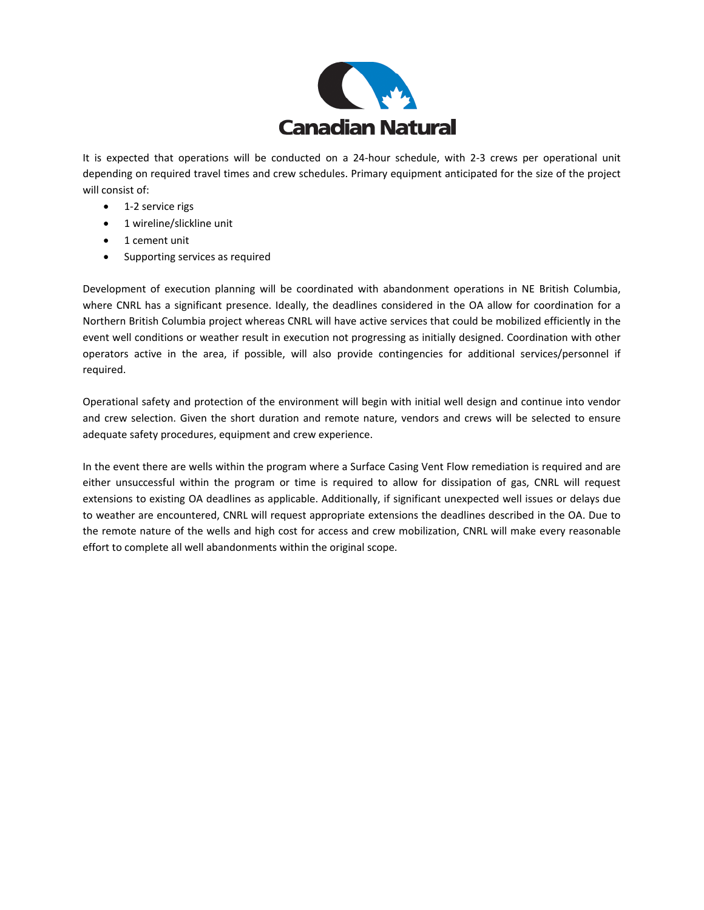It is expected that operations will be conducted on a 24-hour schedule, with 2-3 crews per operational unit depending on required travel times and crew schedules. Primary equipment anticipated for the size of the project will consist of:

- 1-2 service rigs
- 1 wireline/slickline unit
- 1 cement unit
- Supporting services as required

Development of execution planning will be coordinated with abandonment operations in NE British Columbia, where CNRL has a significant presence. Ideally, the deadlines considered in the OA allow for coordination for a Northern British Columbia project whereas CNRL will have active services that could be mobilized efficiently in the event well conditions or weather result in execution not progressing as initially designed. Coordination with other operators active in the area, if possible, will also provide contingencies for additional services/personnel if required.

Operational safety and protection of the environment will begin with initial well design and continue into vendor and crew selection. Given the short duration and remote nature, vendors and crews will be selected to ensure adequate safety procedures, equipment and crew experience.

In the event there are wells within the program where a Surface Casing Vent Flow remediation is required and are either unsuccessful within the program or time is required to allow for dissipation of gas, CNRL will request extensions to existing OA deadlines as applicable. Additionally, if significant unexpected well issues or delays due to weather are encountered, CNRL will request appropriate extensions the deadlines described in the OA. Due to the remote nature of the wells and high cost for access and crew mobilization, CNRL will make every reasonable effort to complete all well abandonments within the original scope.